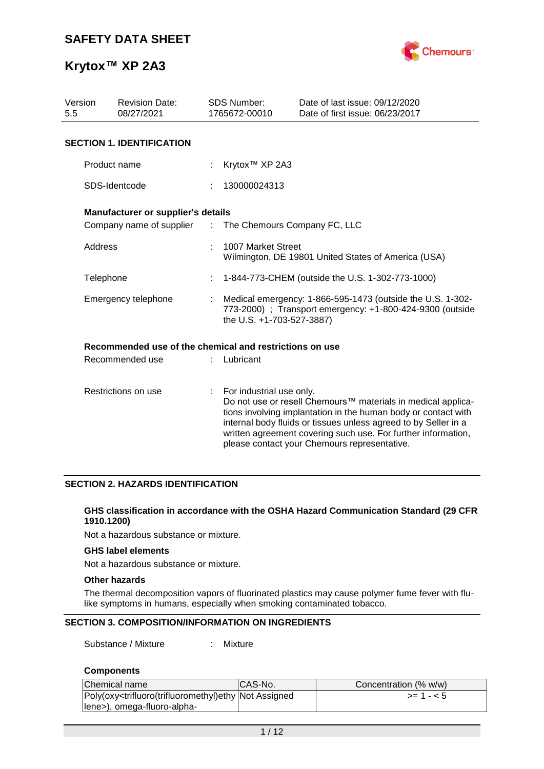# SAFETY DATA SHEET

# Krytox™ XP 2A3

| Version | Revision Date: | SDS Number: | Date of last issue: 09/12/2020 |
|---|---|---|---|
| 5.5 | 08/27/2021 | 1765672-00010 | Date of first issue: 06/23/2017 |

## SECTION 1. IDENTIFICATION

Product name : Krytox™ XP 2A3

SDS-Identcode : 130000024313

**Manufacturer or supplier's details**

Company name of supplier : The Chemours Company FC, LLC

Address : 1007 Market Street
Wilmington, DE 19801 United States of America (USA)

Telephone : 1-844-773-CHEM (outside the U.S. 1-302-773-1000)

Emergency telephone : Medical emergency: 1-866-595-1473 (outside the U.S. 1-302-773-2000) ; Transport emergency: +1-800-424-9300 (outside the U.S. +1-703-527-3887)

**Recommended use of the chemical and restrictions on use**

Recommended use : Lubricant

Restrictions on use : For industrial use only.
Do not use or resell Chemours™ materials in medical applications involving implantation in the human body or contact with internal body fluids or tissues unless agreed to by Seller in a written agreement covering such use. For further information, please contact your Chemours representative.

## SECTION 2. HAZARDS IDENTIFICATION

**GHS classification in accordance with the OSHA Hazard Communication Standard (29 CFR 1910.1200)**

Not a hazardous substance or mixture.

**GHS label elements**

Not a hazardous substance or mixture.

**Other hazards**

The thermal decomposition vapors of fluorinated plastics may cause polymer fume fever with flu-like symptoms in humans, especially when smoking contaminated tobacco.

## SECTION 3. COMPOSITION/INFORMATION ON INGREDIENTS

Substance / Mixture : Mixture

**Components**

| Chemical name | CAS-No. | Concentration (% w/w) |
|---|---|---|
| Poly(oxy<trifluoro(trifluoromethyl)ethylene>), omega-fluoro-alpha- | Not Assigned | >= 1 - < 5 |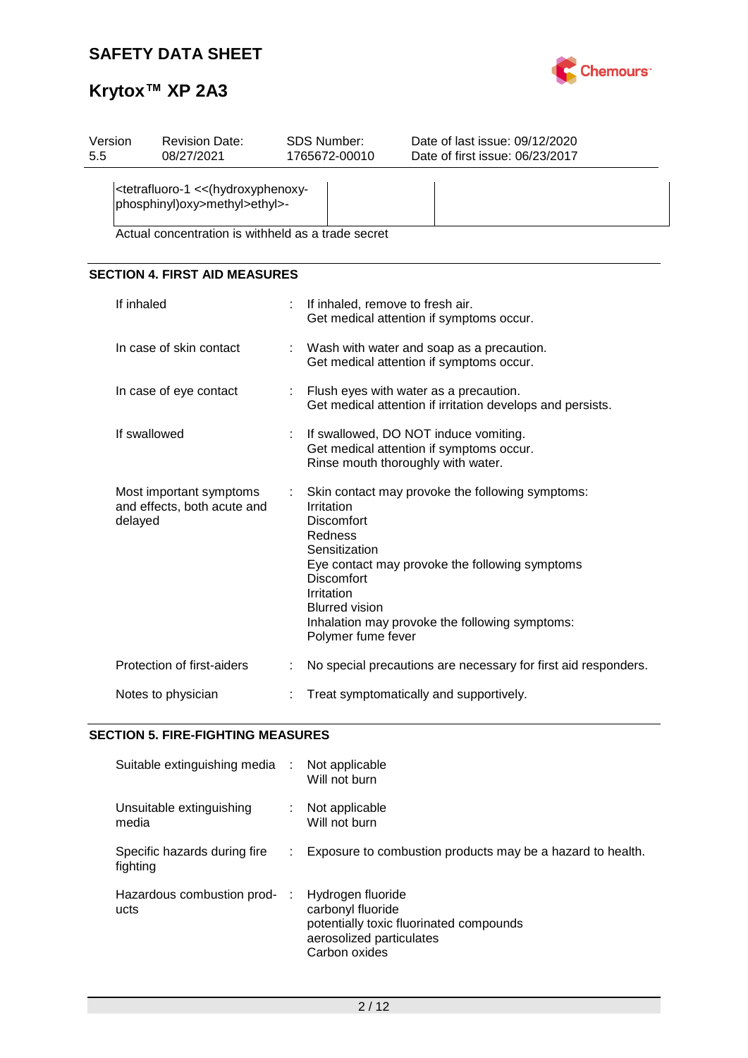| | | |
|---|---|---|
| <tetrafluoro-1 <<(hydroxyphenoxy-phosphinyl)oxy>methyl>ethyl>- | | |

Actual concentration is withheld as a trade secret

## SECTION 4. FIRST AID MEASURES

If inhaled : If inhaled, remove to fresh air.
Get medical attention if symptoms occur.

In case of skin contact : Wash with water and soap as a precaution.
Get medical attention if symptoms occur.

In case of eye contact : Flush eyes with water as a precaution.
Get medical attention if irritation develops and persists.

If swallowed : If swallowed, DO NOT induce vomiting.
Get medical attention if symptoms occur.
Rinse mouth thoroughly with water.

Most important symptoms and effects, both acute and delayed : Skin contact may provoke the following symptoms:
Irritation
Discomfort
Redness
Sensitization
Eye contact may provoke the following symptoms
Discomfort
Irritation
Blurred vision
Inhalation may provoke the following symptoms:
Polymer fume fever

Protection of first-aiders : No special precautions are necessary for first aid responders.

Notes to physician : Treat symptomatically and supportively.

## SECTION 5. FIRE-FIGHTING MEASURES

Suitable extinguishing media : Not applicable
Will not burn

Unsuitable extinguishing media : Not applicable
Will not burn

Specific hazards during fire fighting : Exposure to combustion products may be a hazard to health.

Hazardous combustion products : Hydrogen fluoride
carbonyl fluoride
potentially toxic fluorinated compounds
aerosolized particulates
Carbon oxides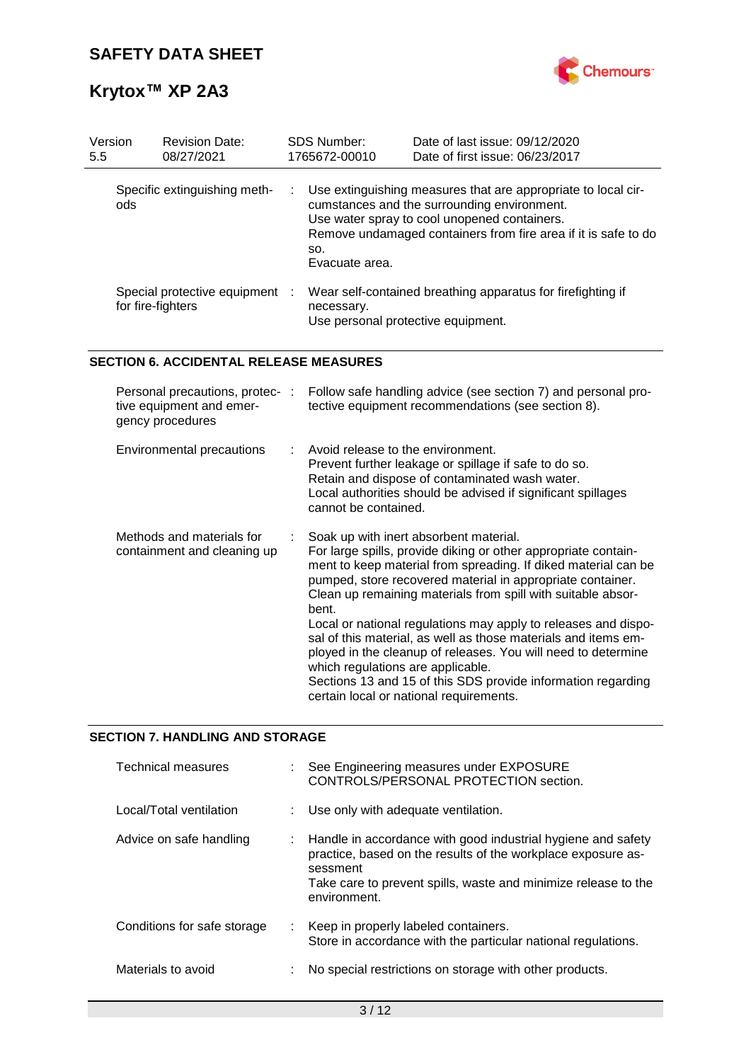| Version 5.5 | Revision Date: 08/27/2021 | SDS Number: 1765672-00010 | Date of last issue: 09/12/2020<br>Date of first issue: 06/23/2017 |
|---|---|---|---|

| | |
|---|---|
| Specific extinguishing methods | Use extinguishing measures that are appropriate to local circumstances and the surrounding environment.<br>Use water spray to cool unopened containers.<br>Remove undamaged containers from fire area if it is safe to do so.<br>Evacuate area. |
| Special protective equipment for fire-fighters | Wear self-contained breathing apparatus for firefighting if necessary.<br>Use personal protective equipment. |

## SECTION 6. ACCIDENTAL RELEASE MEASURES

| | |
|---|---|
| Personal precautions, protective equipment and emergency procedures | Follow safe handling advice (see section 7) and personal protective equipment recommendations (see section 8). |
| Environmental precautions | Avoid release to the environment.<br>Prevent further leakage or spillage if safe to do so.<br>Retain and dispose of contaminated wash water.<br>Local authorities should be advised if significant spillages cannot be contained. |
| Methods and materials for containment and cleaning up | Soak up with inert absorbent material.<br>For large spills, provide diking or other appropriate containment to keep material from spreading. If diked material can be pumped, store recovered material in appropriate container.<br>Clean up remaining materials from spill with suitable absorbent.<br>Local or national regulations may apply to releases and disposal of this material, as well as those materials and items employed in the cleanup of releases. You will need to determine which regulations are applicable.<br>Sections 13 and 15 of this SDS provide information regarding certain local or national requirements. |

## SECTION 7. HANDLING AND STORAGE

| | |
|---|---|
| Technical measures | See Engineering measures under EXPOSURE CONTROLS/PERSONAL PROTECTION section. |
| Local/Total ventilation | Use only with adequate ventilation. |
| Advice on safe handling | Handle in accordance with good industrial hygiene and safety practice, based on the results of the workplace exposure assessment<br>Take care to prevent spills, waste and minimize release to the environment. |
| Conditions for safe storage | Keep in properly labeled containers.<br>Store in accordance with the particular national regulations. |
| Materials to avoid | No special restrictions on storage with other products. |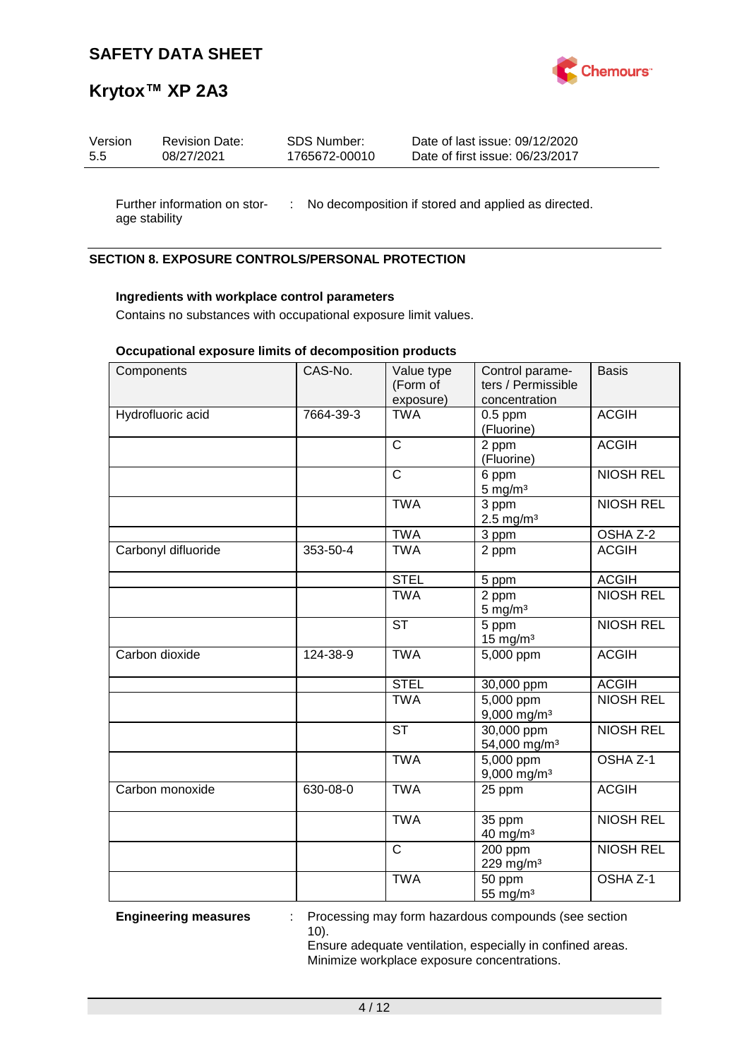Further information on storage stability : No decomposition if stored and applied as directed.

## SECTION 8. EXPOSURE CONTROLS/PERSONAL PROTECTION

**Ingredients with workplace control parameters**

Contains no substances with occupational exposure limit values.

**Occupational exposure limits of decomposition products**

| Components | CAS-No. | Value type (Form of exposure) | Control parameters / Permissible concentration | Basis |
|---|---|---|---|---|
| Hydrofluoric acid | 7664-39-3 | TWA | 0.5 ppm (Fluorine) | ACGIH |
| | | C | 2 ppm (Fluorine) | ACGIH |
| | | C | 6 ppm 5 mg/m³ | NIOSH REL |
| | | TWA | 3 ppm 2.5 mg/m³ | NIOSH REL |
| | | TWA | 3 ppm | OSHA Z-2 |
| Carbonyl difluoride | 353-50-4 | TWA | 2 ppm | ACGIH |
| | | STEL | 5 ppm | ACGIH |
| | | TWA | 2 ppm 5 mg/m³ | NIOSH REL |
| | | ST | 5 ppm 15 mg/m³ | NIOSH REL |
| Carbon dioxide | 124-38-9 | TWA | 5,000 ppm | ACGIH |
| | | STEL | 30,000 ppm | ACGIH |
| | | TWA | 5,000 ppm 9,000 mg/m³ | NIOSH REL |
| | | ST | 30,000 ppm 54,000 mg/m³ | NIOSH REL |
| | | TWA | 5,000 ppm 9,000 mg/m³ | OSHA Z-1 |
| Carbon monoxide | 630-08-0 | TWA | 25 ppm | ACGIH |
| | | TWA | 35 ppm 40 mg/m³ | NIOSH REL |
| | | C | 200 ppm 229 mg/m³ | NIOSH REL |
| | | TWA | 50 ppm 55 mg/m³ | OSHA Z-1 |

**Engineering measures** : Processing may form hazardous compounds (see section 10).
Ensure adequate ventilation, especially in confined areas.
Minimize workplace exposure concentrations.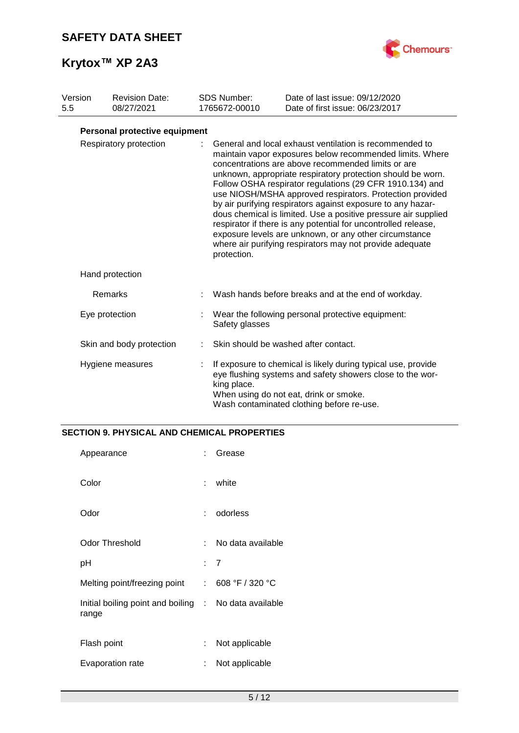| Version 5.5 | Revision Date: 08/27/2021 | SDS Number: 1765672-00010 | Date of last issue: 09/12/2020 Date of first issue: 06/23/2017 |
|---|---|---|---|

**Personal protective equipment**

| | |
|---|---|
| Respiratory protection | : General and local exhaust ventilation is recommended to maintain vapor exposures below recommended limits. Where concentrations are above recommended limits or are unknown, appropriate respiratory protection should be worn. Follow OSHA respirator regulations (29 CFR 1910.134) and use NIOSH/MSHA approved respirators. Protection provided by air purifying respirators against exposure to any hazardous chemical is limited. Use a positive pressure air supplied respirator if there is any potential for uncontrolled release, exposure levels are unknown, or any other circumstance where air purifying respirators may not provide adequate protection. |
| Hand protection | |
| Remarks | : Wash hands before breaks and at the end of workday. |
| Eye protection | : Wear the following personal protective equipment: Safety glasses |
| Skin and body protection | : Skin should be washed after contact. |
| Hygiene measures | : If exposure to chemical is likely during typical use, provide eye flushing systems and safety showers close to the working place. When using do not eat, drink or smoke. Wash contaminated clothing before re-use. |

## SECTION 9. PHYSICAL AND CHEMICAL PROPERTIES

| | |
|---|---|
| Appearance | : Grease |
| Color | : white |
| Odor | : odorless |
| Odor Threshold | : No data available |
| pH | : 7 |
| Melting point/freezing point | : 608 °F / 320 °C |
| Initial boiling point and boiling range | : No data available |
| Flash point | : Not applicable |
| Evaporation rate | : Not applicable |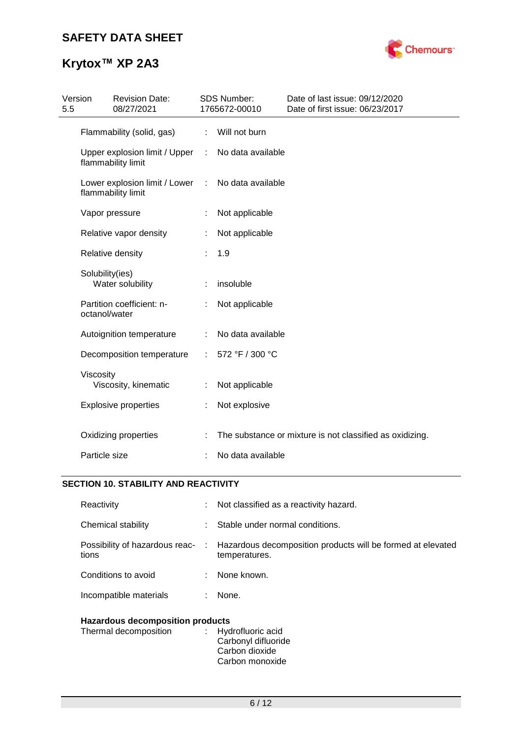| | | |
|---|---|---|
| Flammability (solid, gas) | : | Will not burn |
| Upper explosion limit / Upper flammability limit | : | No data available |
| Lower explosion limit / Lower flammability limit | : | No data available |
| Vapor pressure | : | Not applicable |
| Relative vapor density | : | Not applicable |
| Relative density | : | 1.9 |
| Solubility(ies) Water solubility | : | insoluble |
| Partition coefficient: n-octanol/water | : | Not applicable |
| Autoignition temperature | : | No data available |
| Decomposition temperature | : | 572 °F / 300 °C |
| Viscosity Viscosity, kinematic | : | Not applicable |
| Explosive properties | : | Not explosive |
| Oxidizing properties | : | The substance or mixture is not classified as oxidizing. |
| Particle size | : | No data available |

## SECTION 10. STABILITY AND REACTIVITY

| | | |
|---|---|---|
| Reactivity | : | Not classified as a reactivity hazard. |
| Chemical stability | : | Stable under normal conditions. |
| Possibility of hazardous reactions | : | Hazardous decomposition products will be formed at elevated temperatures. |
| Conditions to avoid | : | None known. |
| Incompatible materials | : | None. |

**Hazardous decomposition products**

| | | |
|---|---|---|
| Thermal decomposition | : | Hydrofluoric acid<br>Carbonyl difluoride<br>Carbon dioxide<br>Carbon monoxide |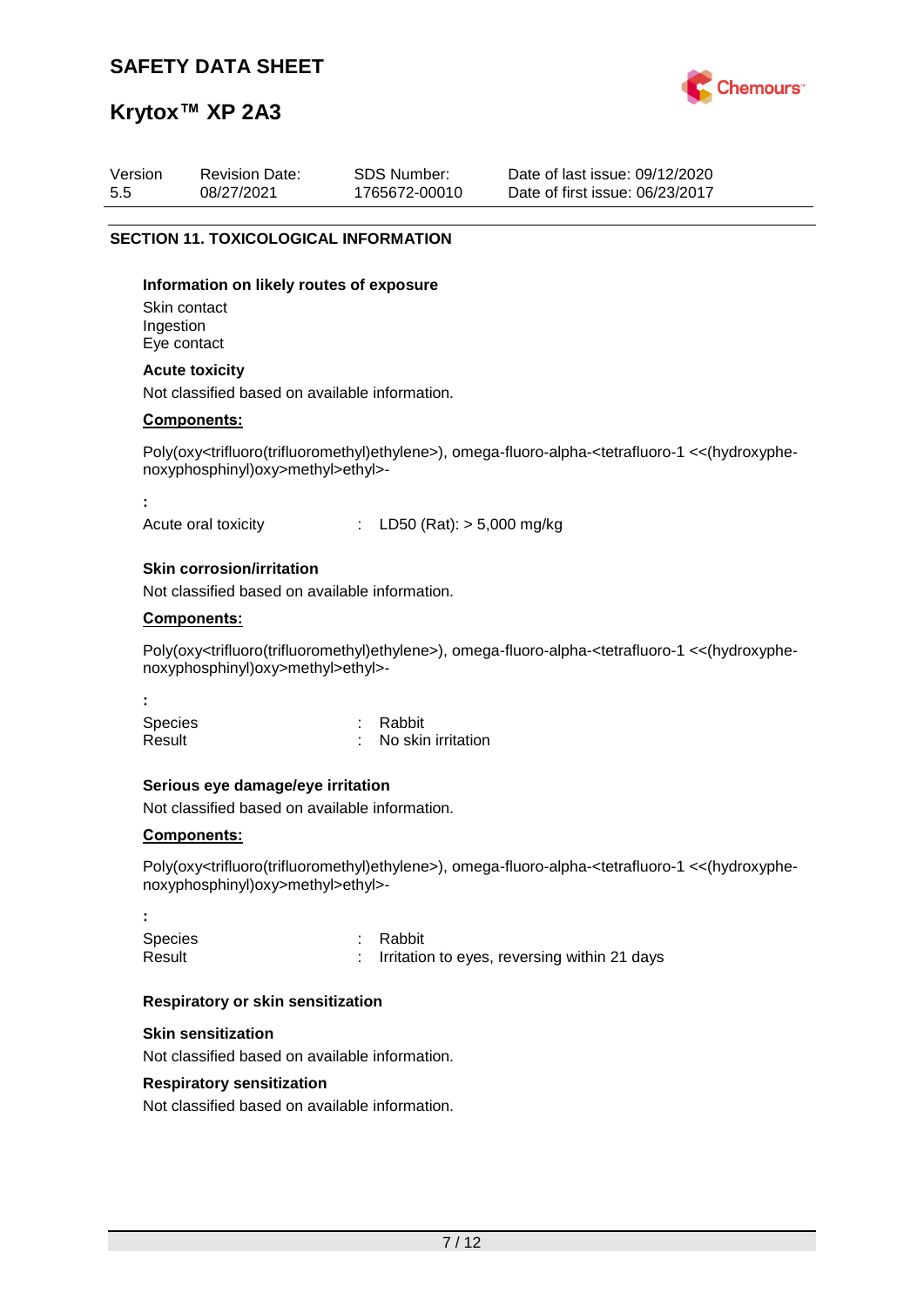## SECTION 11. TOXICOLOGICAL INFORMATION

**Information on likely routes of exposure**

Skin contact
Ingestion
Eye contact

**Acute toxicity**

Not classified based on available information.

**Components:**

Poly(oxy<trifluoro(trifluoromethyl)ethylene>), omega-fluoro-alpha-<tetrafluoro-1 <<(hydroxyphenoxyphosphinyl)oxy>methyl>ethyl>-

**:**

Acute oral toxicity : LD50 (Rat): > 5,000 mg/kg

**Skin corrosion/irritation**

Not classified based on available information.

**Components:**

Poly(oxy<trifluoro(trifluoromethyl)ethylene>), omega-fluoro-alpha-<tetrafluoro-1 <<(hydroxyphenoxyphosphinyl)oxy>methyl>ethyl>-

**:**

Species : Rabbit
Result : No skin irritation

**Serious eye damage/eye irritation**

Not classified based on available information.

**Components:**

Poly(oxy<trifluoro(trifluoromethyl)ethylene>), omega-fluoro-alpha-<tetrafluoro-1 <<(hydroxyphenoxyphosphinyl)oxy>methyl>ethyl>-

**:**

Species : Rabbit
Result : Irritation to eyes, reversing within 21 days

**Respiratory or skin sensitization**

**Skin sensitization**

Not classified based on available information.

**Respiratory sensitization**

Not classified based on available information.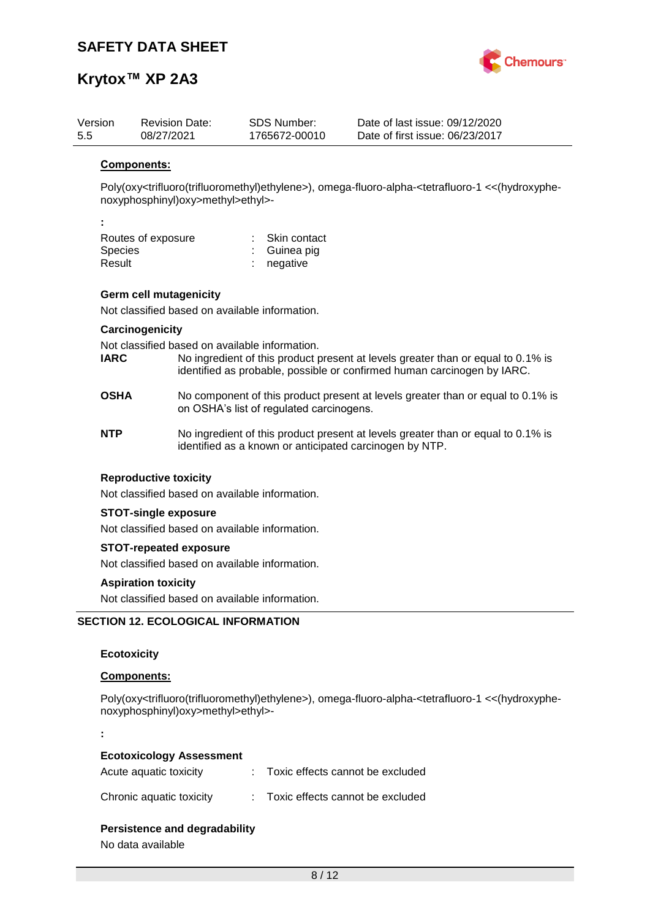**Components:**

Poly(oxy<trifluoro(trifluoromethyl)ethylene>), omega-fluoro-alpha-<tetrafluoro-1 <<(hydroxyphenoxyphosphinyl)oxy>methyl>ethyl>-

:

Routes of exposure : Skin contact
Species : Guinea pig
Result : negative

### Germ cell mutagenicity

Not classified based on available information.

### Carcinogenicity

Not classified based on available information.

**IARC** No ingredient of this product present at levels greater than or equal to 0.1% is identified as probable, possible or confirmed human carcinogen by IARC.

**OSHA** No component of this product present at levels greater than or equal to 0.1% is on OSHA's list of regulated carcinogens.

**NTP** No ingredient of this product present at levels greater than or equal to 0.1% is identified as a known or anticipated carcinogen by NTP.

### Reproductive toxicity

Not classified based on available information.

### STOT-single exposure

Not classified based on available information.

### STOT-repeated exposure

Not classified based on available information.

### Aspiration toxicity

Not classified based on available information.

## SECTION 12. ECOLOGICAL INFORMATION

### Ecotoxicity

**Components:**

Poly(oxy<trifluoro(trifluoromethyl)ethylene>), omega-fluoro-alpha-<tetrafluoro-1 <<(hydroxyphenoxyphosphinyl)oxy>methyl>ethyl>-

:

**Ecotoxicology Assessment**

Acute aquatic toxicity : Toxic effects cannot be excluded

Chronic aquatic toxicity : Toxic effects cannot be excluded

### Persistence and degradability

No data available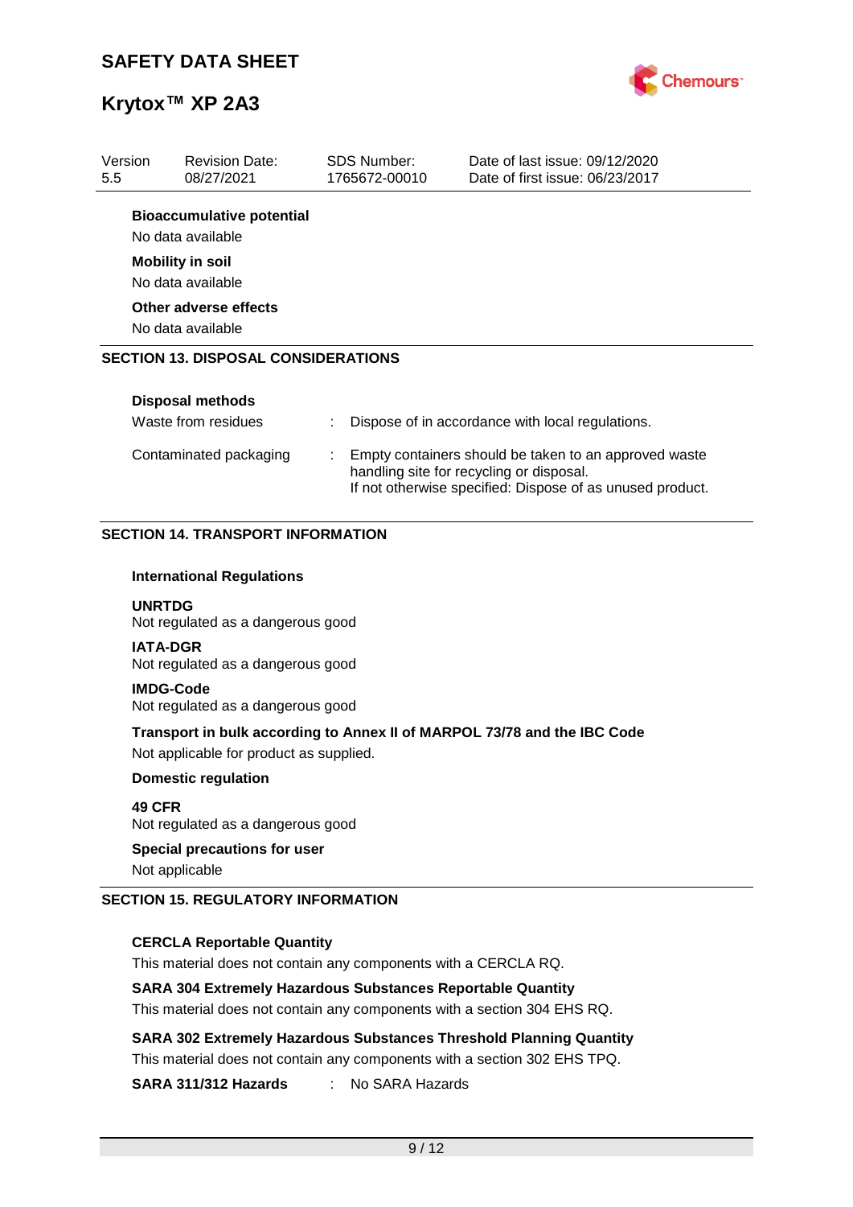**Bioaccumulative potential**

No data available

**Mobility in soil**

No data available

**Other adverse effects**

No data available

## SECTION 13. DISPOSAL CONSIDERATIONS

**Disposal methods**

| | | |
|---|---|---|
| Waste from residues | : | Dispose of in accordance with local regulations. |
| Contaminated packaging | : | Empty containers should be taken to an approved waste handling site for recycling or disposal. If not otherwise specified: Dispose of as unused product. |

## SECTION 14. TRANSPORT INFORMATION

**International Regulations**

**UNRTDG**
Not regulated as a dangerous good

**IATA-DGR**
Not regulated as a dangerous good

**IMDG-Code**
Not regulated as a dangerous good

**Transport in bulk according to Annex II of MARPOL 73/78 and the IBC Code**

Not applicable for product as supplied.

**Domestic regulation**

**49 CFR**
Not regulated as a dangerous good

**Special precautions for user**

Not applicable

## SECTION 15. REGULATORY INFORMATION

**CERCLA Reportable Quantity**

This material does not contain any components with a CERCLA RQ.

**SARA 304 Extremely Hazardous Substances Reportable Quantity**

This material does not contain any components with a section 304 EHS RQ.

**SARA 302 Extremely Hazardous Substances Threshold Planning Quantity**

This material does not contain any components with a section 302 EHS TPQ.

**SARA 311/312 Hazards** : No SARA Hazards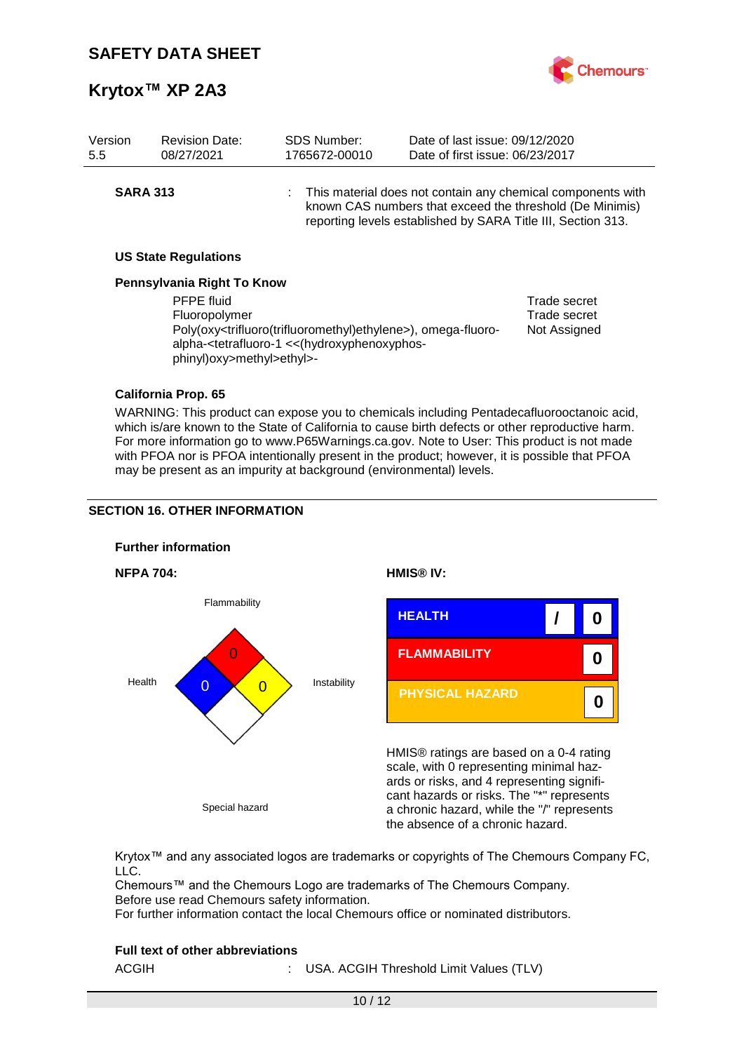| Version | Revision Date: | SDS Number: | Date of last issue: 09/12/2020 |
| --- | --- | --- | --- |
| 5.5 | 08/27/2021 | 1765672-00010 | Date of first issue: 06/23/2017 |

**SARA 313** : This material does not contain any chemical components with known CAS numbers that exceed the threshold (De Minimis) reporting levels established by SARA Title III, Section 313.

**US State Regulations**

**Pennsylvania Right To Know**

| | |
| --- | --- |
| PFPE fluid | Trade secret |
| Fluoropolymer | Trade secret |
| Poly(oxy<trifluoro(trifluoromethyl)ethylene>), omega-fluoro-alpha-<tetrafluoro-1 <<(hydroxyphenoxyphos-phinyl)oxy>methyl>ethyl>- | Not Assigned |

**California Prop. 65**

WARNING: This product can expose you to chemicals including Pentadecafluorooctanoic acid, which is/are known to the State of California to cause birth defects or other reproductive harm. For more information go to www.P65Warnings.ca.gov. Note to User: This product is not made with PFOA nor is PFOA intentionally present in the product; however, it is possible that PFOA may be present as an impurity at background (environmental) levels.

## SECTION 16. OTHER INFORMATION

**Further information**

**NFPA 704:**

| Flammability | Health | Instability | Special hazard |
| --- | --- | --- | --- |
| 0 | 0 | 0 | |

**HMIS® IV:**

| | | |
| --- | --- | --- |
| HEALTH | / | 0 |
| FLAMMABILITY | | 0 |
| PHYSICAL HAZARD | | 0 |

HMIS® ratings are based on a 0-4 rating scale, with 0 representing minimal hazards or risks, and 4 representing significant hazards or risks. The "*" represents a chronic hazard, while the "/" represents the absence of a chronic hazard.

Krytox™ and any associated logos are trademarks or copyrights of The Chemours Company FC, LLC.
Chemours™ and the Chemours Logo are trademarks of The Chemours Company.
Before use read Chemours safety information.
For further information contact the local Chemours office or nominated distributors.

**Full text of other abbreviations**

ACGIH : USA. ACGIH Threshold Limit Values (TLV)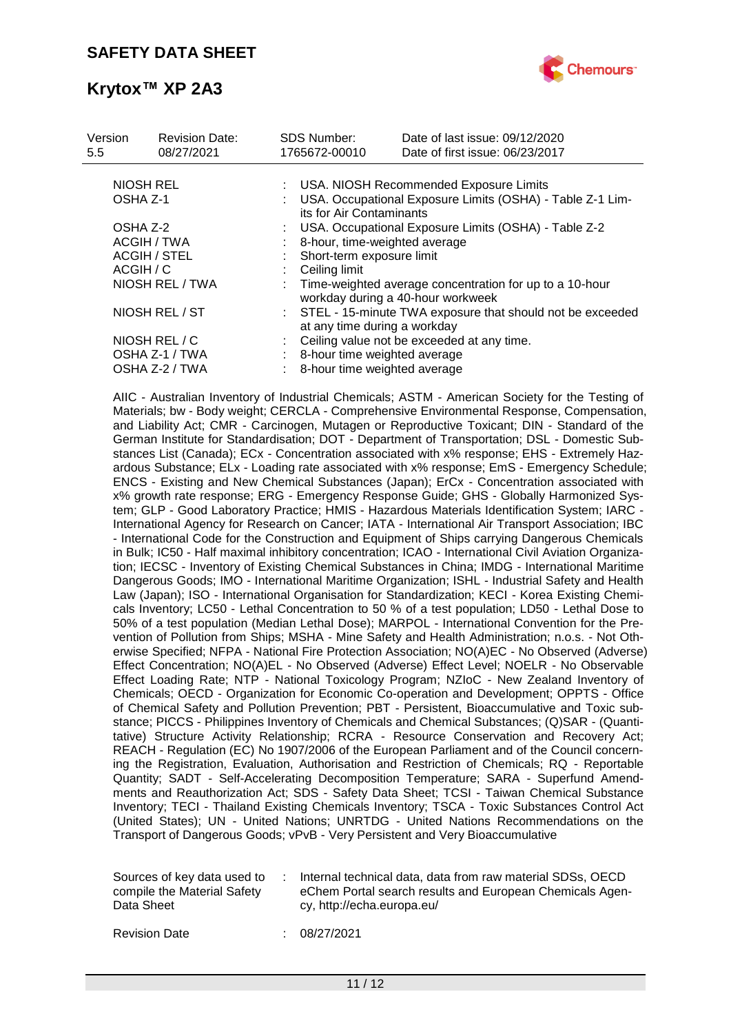| | | |
|---|---|---|
| NIOSH REL | : | USA. NIOSH Recommended Exposure Limits |
| OSHA Z-1 | : | USA. Occupational Exposure Limits (OSHA) - Table Z-1 Limits for Air Contaminants |
| OSHA Z-2 | : | USA. Occupational Exposure Limits (OSHA) - Table Z-2 |
| ACGIH / TWA | : | 8-hour, time-weighted average |
| ACGIH / STEL | : | Short-term exposure limit |
| ACGIH / C | : | Ceiling limit |
| NIOSH REL / TWA | : | Time-weighted average concentration for up to a 10-hour workday during a 40-hour workweek |
| NIOSH REL / ST | : | STEL - 15-minute TWA exposure that should not be exceeded at any time during a workday |
| NIOSH REL / C | : | Ceiling value not be exceeded at any time. |
| OSHA Z-1 / TWA | : | 8-hour time weighted average |
| OSHA Z-2 / TWA | : | 8-hour time weighted average |

AIIC - Australian Inventory of Industrial Chemicals; ASTM - American Society for the Testing of Materials; bw - Body weight; CERCLA - Comprehensive Environmental Response, Compensation, and Liability Act; CMR - Carcinogen, Mutagen or Reproductive Toxicant; DIN - Standard of the German Institute for Standardisation; DOT - Department of Transportation; DSL - Domestic Substances List (Canada); ECx - Concentration associated with x% response; EHS - Extremely Hazardous Substance; ELx - Loading rate associated with x% response; EmS - Emergency Schedule; ENCS - Existing and New Chemical Substances (Japan); ErCx - Concentration associated with x% growth rate response; ERG - Emergency Response Guide; GHS - Globally Harmonized System; GLP - Good Laboratory Practice; HMIS - Hazardous Materials Identification System; IARC - International Agency for Research on Cancer; IATA - International Air Transport Association; IBC - International Code for the Construction and Equipment of Ships carrying Dangerous Chemicals in Bulk; IC50 - Half maximal inhibitory concentration; ICAO - International Civil Aviation Organization; IECSC - Inventory of Existing Chemical Substances in China; IMDG - International Maritime Dangerous Goods; IMO - International Maritime Organization; ISHL - Industrial Safety and Health Law (Japan); ISO - International Organisation for Standardization; KECI - Korea Existing Chemicals Inventory; LC50 - Lethal Concentration to 50 % of a test population; LD50 - Lethal Dose to 50% of a test population (Median Lethal Dose); MARPOL - International Convention for the Prevention of Pollution from Ships; MSHA - Mine Safety and Health Administration; n.o.s. - Not Otherwise Specified; NFPA - National Fire Protection Association; NO(A)EC - No Observed (Adverse) Effect Concentration; NO(A)EL - No Observed (Adverse) Effect Level; NOELR - No Observable Effect Loading Rate; NTP - National Toxicology Program; NZIoC - New Zealand Inventory of Chemicals; OECD - Organization for Economic Co-operation and Development; OPPTS - Office of Chemical Safety and Pollution Prevention; PBT - Persistent, Bioaccumulative and Toxic substance; PICCS - Philippines Inventory of Chemicals and Chemical Substances; (Q)SAR - (Quantitative) Structure Activity Relationship; RCRA - Resource Conservation and Recovery Act; REACH - Regulation (EC) No 1907/2006 of the European Parliament and of the Council concerning the Registration, Evaluation, Authorisation and Restriction of Chemicals; RQ - Reportable Quantity; SADT - Self-Accelerating Decomposition Temperature; SARA - Superfund Amendments and Reauthorization Act; SDS - Safety Data Sheet; TCSI - Taiwan Chemical Substance Inventory; TECI - Thailand Existing Chemicals Inventory; TSCA - Toxic Substances Control Act (United States); UN - United Nations; UNRTDG - United Nations Recommendations on the Transport of Dangerous Goods; vPvB - Very Persistent and Very Bioaccumulative

| | | |
|---|---|---|
| Sources of key data used to compile the Material Safety Data Sheet | : | Internal technical data, data from raw material SDSs, OECD eChem Portal search results and European Chemicals Agency, http://echa.europa.eu/ |
| Revision Date | : | 08/27/2021 |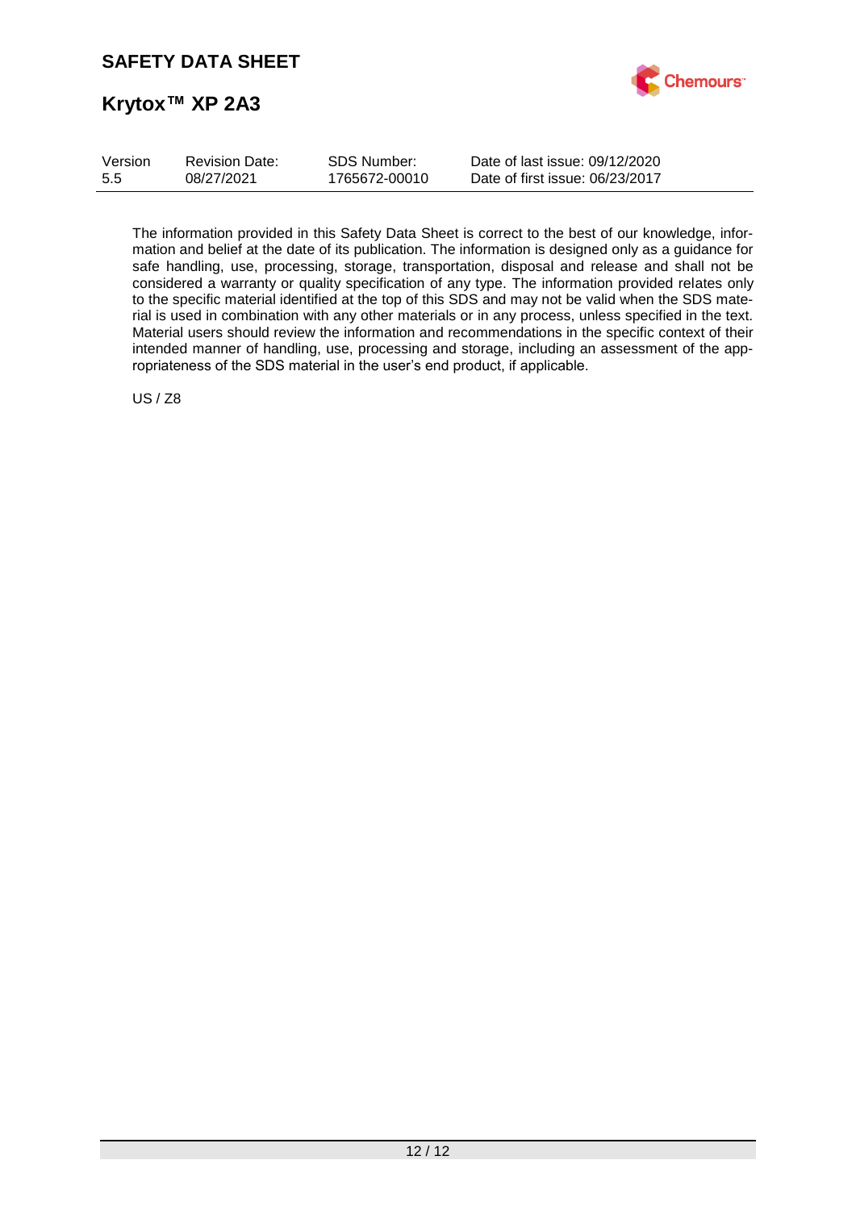The information provided in this Safety Data Sheet is correct to the best of our knowledge, information and belief at the date of its publication. The information is designed only as a guidance for safe handling, use, processing, storage, transportation, disposal and release and shall not be considered a warranty or quality specification of any type. The information provided relates only to the specific material identified at the top of this SDS and may not be valid when the SDS material is used in combination with any other materials or in any process, unless specified in the text. Material users should review the information and recommendations in the specific context of their intended manner of handling, use, processing and storage, including an assessment of the appropriateness of the SDS material in the user's end product, if applicable.

US / Z8